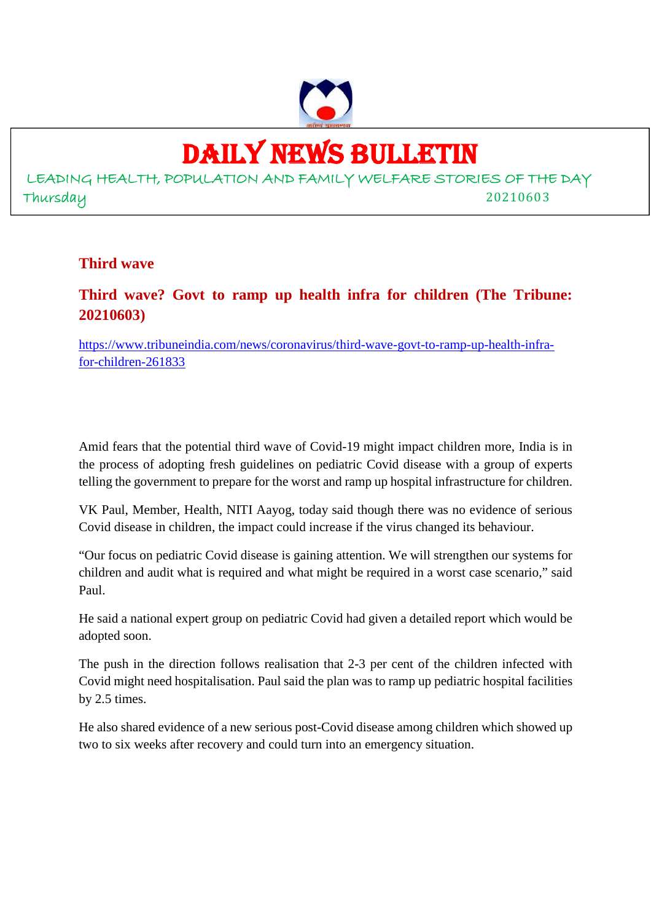# DAILY NEWS BULLETIN

LEADING HEALTH, POPULATION AND FAMILY WELFARE STORIES OF THE DAY

Thursday 20210603

## Third wave

### Third wave? Govt to ramp up health infra for children (The Tribune: 20210603)

https://www.tribuneindia.com/news/coronavirus/third-wave-govt-to-ramp-up-health-infra-for-children-261833

Amid fears that the potential third wave of Covid-19 might impact children more, India is in the process of adopting fresh guidelines on pediatric Covid disease with a group of experts telling the government to prepare for the worst and ramp up hospital infrastructure for children.

VK Paul, Member, Health, NITI Aayog, today said though there was no evidence of serious Covid disease in children, the impact could increase if the virus changed its behaviour.

"Our focus on pediatric Covid disease is gaining attention. We will strengthen our systems for children and audit what is required and what might be required in a worst case scenario," said Paul.

He said a national expert group on pediatric Covid had given a detailed report which would be adopted soon.

The push in the direction follows realisation that 2-3 per cent of the children infected with Covid might need hospitalisation. Paul said the plan was to ramp up pediatric hospital facilities by 2.5 times.

He also shared evidence of a new serious post-Covid disease among children which showed up two to six weeks after recovery and could turn into an emergency situation.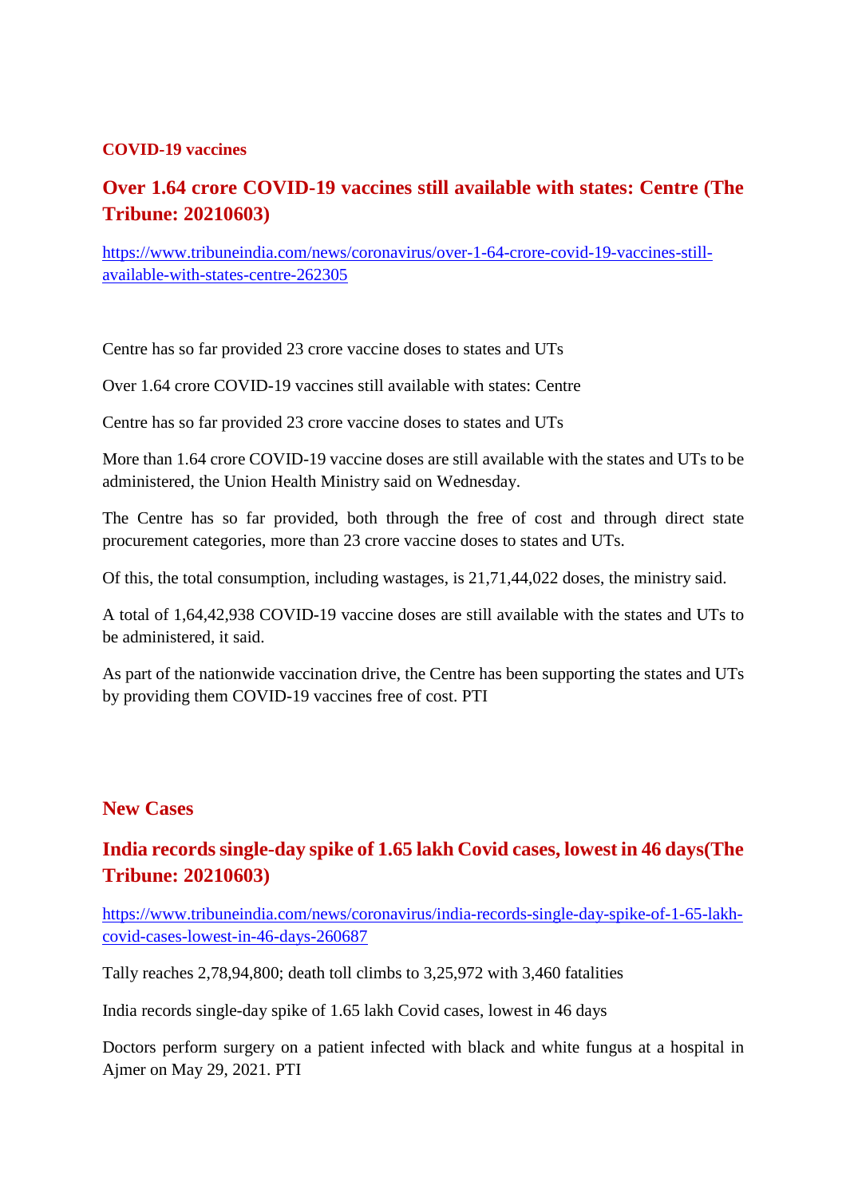**COVID-19 vaccines**

## Over 1.64 crore COVID-19 vaccines still available with states: Centre (The Tribune: 20210603)

https://www.tribuneindia.com/news/coronavirus/over-1-64-crore-covid-19-vaccines-still-available-with-states-centre-262305

Centre has so far provided 23 crore vaccine doses to states and UTs

Over 1.64 crore COVID-19 vaccines still available with states: Centre

Centre has so far provided 23 crore vaccine doses to states and UTs

More than 1.64 crore COVID-19 vaccine doses are still available with the states and UTs to be administered, the Union Health Ministry said on Wednesday.

The Centre has so far provided, both through the free of cost and through direct state procurement categories, more than 23 crore vaccine doses to states and UTs.

Of this, the total consumption, including wastages, is 21,71,44,022 doses, the ministry said.

A total of 1,64,42,938 COVID-19 vaccine doses are still available with the states and UTs to be administered, it said.

As part of the nationwide vaccination drive, the Centre has been supporting the states and UTs by providing them COVID-19 vaccines free of cost. PTI

**New Cases**

## India records single-day spike of 1.65 lakh Covid cases, lowest in 46 days(The Tribune: 20210603)

https://www.tribuneindia.com/news/coronavirus/india-records-single-day-spike-of-1-65-lakh-covid-cases-lowest-in-46-days-260687

Tally reaches 2,78,94,800; death toll climbs to 3,25,972 with 3,460 fatalities

India records single-day spike of 1.65 lakh Covid cases, lowest in 46 days

Doctors perform surgery on a patient infected with black and white fungus at a hospital in Ajmer on May 29, 2021. PTI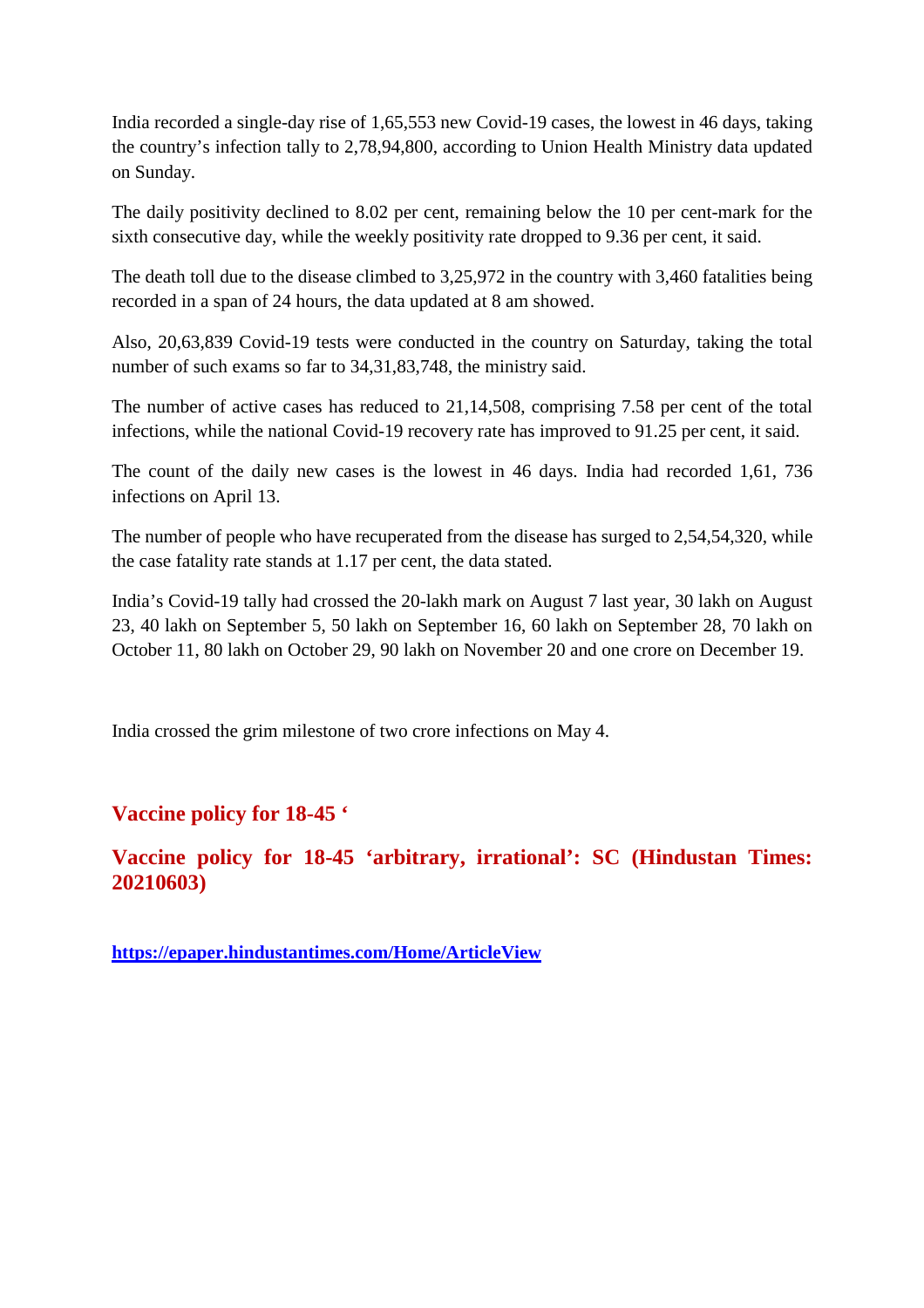India recorded a single-day rise of 1,65,553 new Covid-19 cases, the lowest in 46 days, taking the country's infection tally to 2,78,94,800, according to Union Health Ministry data updated on Sunday.

The daily positivity declined to 8.02 per cent, remaining below the 10 per cent-mark for the sixth consecutive day, while the weekly positivity rate dropped to 9.36 per cent, it said.

The death toll due to the disease climbed to 3,25,972 in the country with 3,460 fatalities being recorded in a span of 24 hours, the data updated at 8 am showed.

Also, 20,63,839 Covid-19 tests were conducted in the country on Saturday, taking the total number of such exams so far to 34,31,83,748, the ministry said.

The number of active cases has reduced to 21,14,508, comprising 7.58 per cent of the total infections, while the national Covid-19 recovery rate has improved to 91.25 per cent, it said.

The count of the daily new cases is the lowest in 46 days. India had recorded 1,61, 736 infections on April 13.

The number of people who have recuperated from the disease has surged to 2,54,54,320, while the case fatality rate stands at 1.17 per cent, the data stated.

India's Covid-19 tally had crossed the 20-lakh mark on August 7 last year, 30 lakh on August 23, 40 lakh on September 5, 50 lakh on September 16, 60 lakh on September 28, 70 lakh on October 11, 80 lakh on October 29, 90 lakh on November 20 and one crore on December 19.

India crossed the grim milestone of two crore infections on May 4.

## Vaccine policy for 18-45 '

## Vaccine policy for 18-45 'arbitrary, irrational': SC (Hindustan Times: 20210603)

https://epaper.hindustantimes.com/Home/ArticleView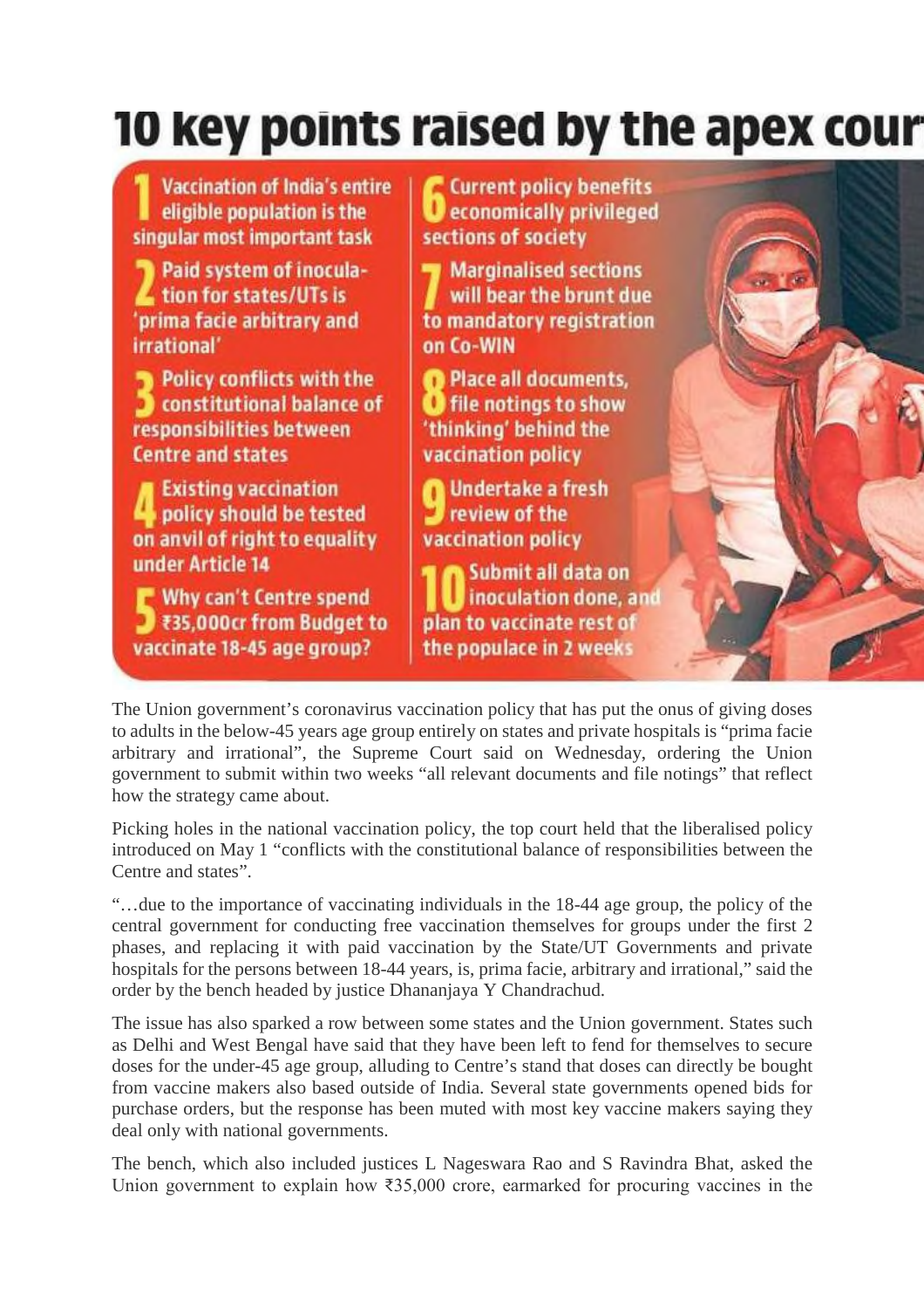# 10 key points raised by the apex cour

1. Vaccination of India's entire eligible population is the singular most important task
2. Paid system of inoculation for states/UTs is 'prima facie arbitrary and irrational'
3. Policy conflicts with the constitutional balance of responsibilities between Centre and states
4. Existing vaccination policy should be tested on anvil of right to equality under Article 14
5. Why can't Centre spend ₹35,000cr from Budget to vaccinate 18-45 age group?
6. Current policy benefits economically privileged sections of society
7. Marginalised sections will bear the brunt due to mandatory registration on Co-WIN
8. Place all documents, file notings to show 'thinking' behind the vaccination policy
9. Undertake a fresh review of the vaccination policy
10. Submit all data on inoculation done, and plan to vaccinate rest of the populace in 2 weeks

The Union government's coronavirus vaccination policy that has put the onus of giving doses to adults in the below-45 years age group entirely on states and private hospitals is "prima facie arbitrary and irrational", the Supreme Court said on Wednesday, ordering the Union government to submit within two weeks "all relevant documents and file notings" that reflect how the strategy came about.

Picking holes in the national vaccination policy, the top court held that the liberalised policy introduced on May 1 "conflicts with the constitutional balance of responsibilities between the Centre and states".

"…due to the importance of vaccinating individuals in the 18-44 age group, the policy of the central government for conducting free vaccination themselves for groups under the first 2 phases, and replacing it with paid vaccination by the State/UT Governments and private hospitals for the persons between 18-44 years, is, prima facie, arbitrary and irrational," said the order by the bench headed by justice Dhananjaya Y Chandrachud.

The issue has also sparked a row between some states and the Union government. States such as Delhi and West Bengal have said that they have been left to fend for themselves to secure doses for the under-45 age group, alluding to Centre's stand that doses can directly be bought from vaccine makers also based outside of India. Several state governments opened bids for purchase orders, but the response has been muted with most key vaccine makers saying they deal only with national governments.

The bench, which also included justices L Nageswara Rao and S Ravindra Bhat, asked the Union government to explain how ₹35,000 crore, earmarked for procuring vaccines in the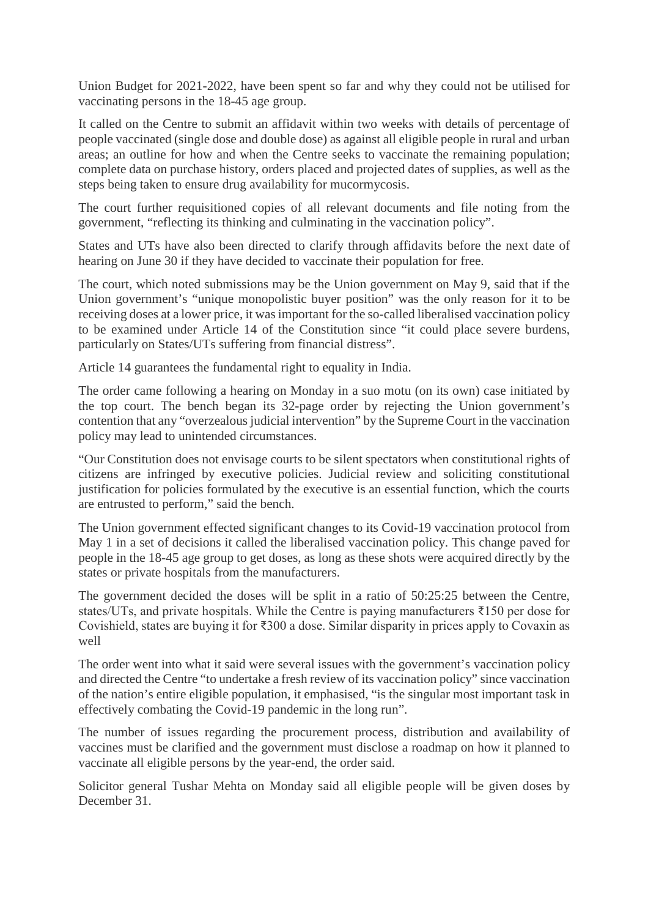Union Budget for 2021-2022, have been spent so far and why they could not be utilised for vaccinating persons in the 18-45 age group.

It called on the Centre to submit an affidavit within two weeks with details of percentage of people vaccinated (single dose and double dose) as against all eligible people in rural and urban areas; an outline for how and when the Centre seeks to vaccinate the remaining population; complete data on purchase history, orders placed and projected dates of supplies, as well as the steps being taken to ensure drug availability for mucormycosis.

The court further requisitioned copies of all relevant documents and file noting from the government, "reflecting its thinking and culminating in the vaccination policy".

States and UTs have also been directed to clarify through affidavits before the next date of hearing on June 30 if they have decided to vaccinate their population for free.

The court, which noted submissions may be the Union government on May 9, said that if the Union government's "unique monopolistic buyer position" was the only reason for it to be receiving doses at a lower price, it was important for the so-called liberalised vaccination policy to be examined under Article 14 of the Constitution since "it could place severe burdens, particularly on States/UTs suffering from financial distress".

Article 14 guarantees the fundamental right to equality in India.

The order came following a hearing on Monday in a suo motu (on its own) case initiated by the top court. The bench began its 32-page order by rejecting the Union government's contention that any "overzealous judicial intervention" by the Supreme Court in the vaccination policy may lead to unintended circumstances.

"Our Constitution does not envisage courts to be silent spectators when constitutional rights of citizens are infringed by executive policies. Judicial review and soliciting constitutional justification for policies formulated by the executive is an essential function, which the courts are entrusted to perform," said the bench.

The Union government effected significant changes to its Covid-19 vaccination protocol from May 1 in a set of decisions it called the liberalised vaccination policy. This change paved for people in the 18-45 age group to get doses, as long as these shots were acquired directly by the states or private hospitals from the manufacturers.

The government decided the doses will be split in a ratio of 50:25:25 between the Centre, states/UTs, and private hospitals. While the Centre is paying manufacturers ₹150 per dose for Covishield, states are buying it for ₹300 a dose. Similar disparity in prices apply to Covaxin as well

The order went into what it said were several issues with the government's vaccination policy and directed the Centre "to undertake a fresh review of its vaccination policy" since vaccination of the nation's entire eligible population, it emphasised, "is the singular most important task in effectively combating the Covid-19 pandemic in the long run".

The number of issues regarding the procurement process, distribution and availability of vaccines must be clarified and the government must disclose a roadmap on how it planned to vaccinate all eligible persons by the year-end, the order said.

Solicitor general Tushar Mehta on Monday said all eligible people will be given doses by December 31.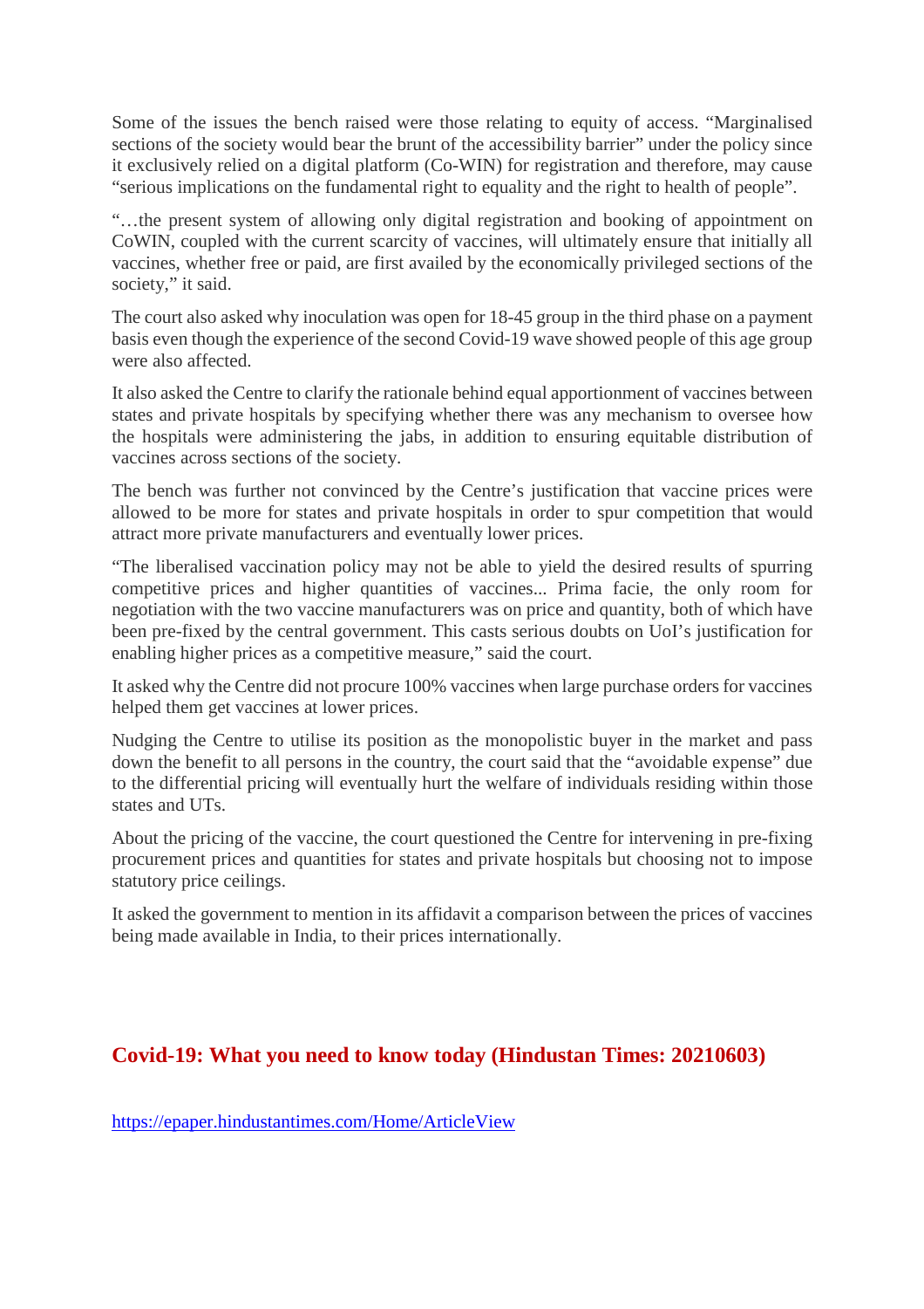Some of the issues the bench raised were those relating to equity of access. “Marginalised sections of the society would bear the brunt of the accessibility barrier” under the policy since it exclusively relied on a digital platform (Co-WIN) for registration and therefore, may cause “serious implications on the fundamental right to equality and the right to health of people”.

“…the present system of allowing only digital registration and booking of appointment on CoWIN, coupled with the current scarcity of vaccines, will ultimately ensure that initially all vaccines, whether free or paid, are first availed by the economically privileged sections of the society,” it said.

The court also asked why inoculation was open for 18-45 group in the third phase on a payment basis even though the experience of the second Covid-19 wave showed people of this age group were also affected.

It also asked the Centre to clarify the rationale behind equal apportionment of vaccines between states and private hospitals by specifying whether there was any mechanism to oversee how the hospitals were administering the jabs, in addition to ensuring equitable distribution of vaccines across sections of the society.

The bench was further not convinced by the Centre’s justification that vaccine prices were allowed to be more for states and private hospitals in order to spur competition that would attract more private manufacturers and eventually lower prices.

“The liberalised vaccination policy may not be able to yield the desired results of spurring competitive prices and higher quantities of vaccines... Prima facie, the only room for negotiation with the two vaccine manufacturers was on price and quantity, both of which have been pre-fixed by the central government. This casts serious doubts on UoI’s justification for enabling higher prices as a competitive measure,” said the court.

It asked why the Centre did not procure 100% vaccines when large purchase orders for vaccines helped them get vaccines at lower prices.

Nudging the Centre to utilise its position as the monopolistic buyer in the market and pass down the benefit to all persons in the country, the court said that the “avoidable expense” due to the differential pricing will eventually hurt the welfare of individuals residing within those states and UTs.

About the pricing of the vaccine, the court questioned the Centre for intervening in pre-fixing procurement prices and quantities for states and private hospitals but choosing not to impose statutory price ceilings.

It asked the government to mention in its affidavit a comparison between the prices of vaccines being made available in India, to their prices internationally.

## Covid-19: What you need to know today (Hindustan Times: 20210603)

https://epaper.hindustantimes.com/Home/ArticleView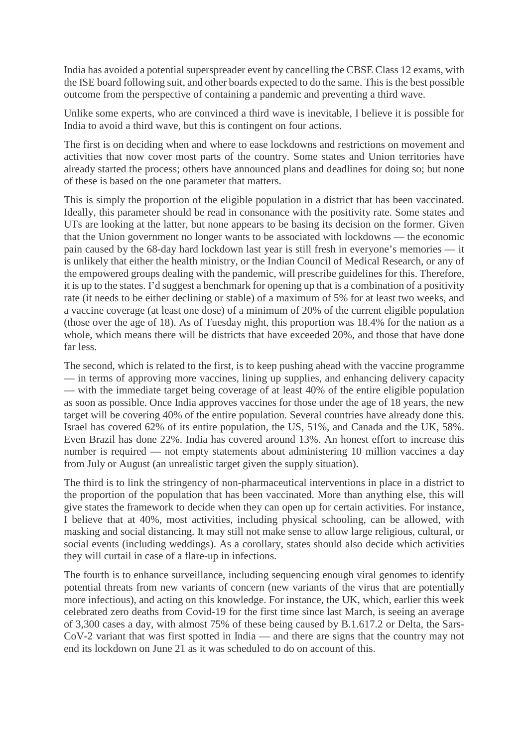India has avoided a potential superspreader event by cancelling the CBSE Class 12 exams, with the ISE board following suit, and other boards expected to do the same. This is the best possible outcome from the perspective of containing a pandemic and preventing a third wave.

Unlike some experts, who are convinced a third wave is inevitable, I believe it is possible for India to avoid a third wave, but this is contingent on four actions.

The first is on deciding when and where to ease lockdowns and restrictions on movement and activities that now cover most parts of the country. Some states and Union territories have already started the process; others have announced plans and deadlines for doing so; but none of these is based on the one parameter that matters.

This is simply the proportion of the eligible population in a district that has been vaccinated. Ideally, this parameter should be read in consonance with the positivity rate. Some states and UTs are looking at the latter, but none appears to be basing its decision on the former. Given that the Union government no longer wants to be associated with lockdowns — the economic pain caused by the 68-day hard lockdown last year is still fresh in everyone's memories — it is unlikely that either the health ministry, or the Indian Council of Medical Research, or any of the empowered groups dealing with the pandemic, will prescribe guidelines for this. Therefore, it is up to the states. I'd suggest a benchmark for opening up that is a combination of a positivity rate (it needs to be either declining or stable) of a maximum of 5% for at least two weeks, and a vaccine coverage (at least one dose) of a minimum of 20% of the current eligible population (those over the age of 18). As of Tuesday night, this proportion was 18.4% for the nation as a whole, which means there will be districts that have exceeded 20%, and those that have done far less.

The second, which is related to the first, is to keep pushing ahead with the vaccine programme — in terms of approving more vaccines, lining up supplies, and enhancing delivery capacity — with the immediate target being coverage of at least 40% of the entire eligible population as soon as possible. Once India approves vaccines for those under the age of 18 years, the new target will be covering 40% of the entire population. Several countries have already done this. Israel has covered 62% of its entire population, the US, 51%, and Canada and the UK, 58%. Even Brazil has done 22%. India has covered around 13%. An honest effort to increase this number is required — not empty statements about administering 10 million vaccines a day from July or August (an unrealistic target given the supply situation).

The third is to link the stringency of non-pharmaceutical interventions in place in a district to the proportion of the population that has been vaccinated. More than anything else, this will give states the framework to decide when they can open up for certain activities. For instance, I believe that at 40%, most activities, including physical schooling, can be allowed, with masking and social distancing. It may still not make sense to allow large religious, cultural, or social events (including weddings). As a corollary, states should also decide which activities they will curtail in case of a flare-up in infections.

The fourth is to enhance surveillance, including sequencing enough viral genomes to identify potential threats from new variants of concern (new variants of the virus that are potentially more infectious), and acting on this knowledge. For instance, the UK, which, earlier this week celebrated zero deaths from Covid-19 for the first time since last March, is seeing an average of 3,300 cases a day, with almost 75% of these being caused by B.1.617.2 or Delta, the Sars-CoV-2 variant that was first spotted in India — and there are signs that the country may not end its lockdown on June 21 as it was scheduled to do on account of this.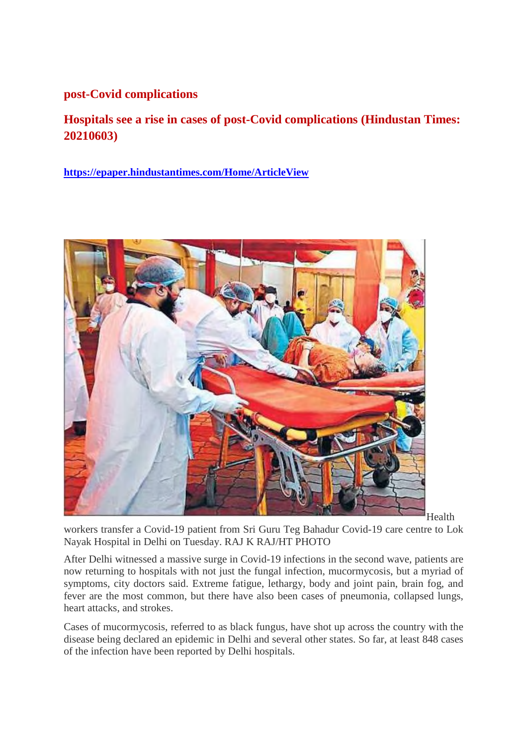## post-Covid complications

## Hospitals see a rise in cases of post-Covid complications (Hindustan Times: 20210603)

https://epaper.hindustantimes.com/Home/ArticleView

Health workers transfer a Covid-19 patient from Sri Guru Teg Bahadur Covid-19 care centre to Lok Nayak Hospital in Delhi on Tuesday. RAJ K RAJ/HT PHOTO

After Delhi witnessed a massive surge in Covid-19 infections in the second wave, patients are now returning to hospitals with not just the fungal infection, mucormycosis, but a myriad of symptoms, city doctors said. Extreme fatigue, lethargy, body and joint pain, brain fog, and fever are the most common, but there have also been cases of pneumonia, collapsed lungs, heart attacks, and strokes.

Cases of mucormycosis, referred to as black fungus, have shot up across the country with the disease being declared an epidemic in Delhi and several other states. So far, at least 848 cases of the infection have been reported by Delhi hospitals.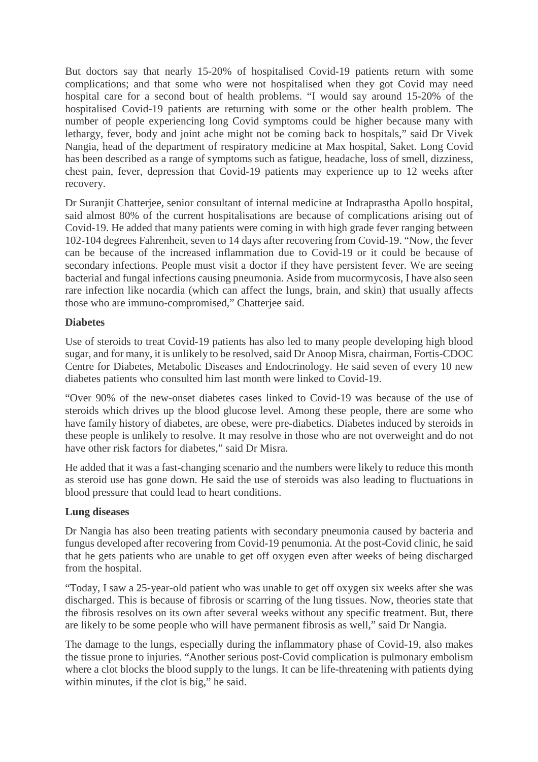But doctors say that nearly 15-20% of hospitalised Covid-19 patients return with some complications; and that some who were not hospitalised when they got Covid may need hospital care for a second bout of health problems. "I would say around 15-20% of the hospitalised Covid-19 patients are returning with some or the other health problem. The number of people experiencing long Covid symptoms could be higher because many with lethargy, fever, body and joint ache might not be coming back to hospitals," said Dr Vivek Nangia, head of the department of respiratory medicine at Max hospital, Saket. Long Covid has been described as a range of symptoms such as fatigue, headache, loss of smell, dizziness, chest pain, fever, depression that Covid-19 patients may experience up to 12 weeks after recovery.

Dr Suranjit Chatterjee, senior consultant of internal medicine at Indraprastha Apollo hospital, said almost 80% of the current hospitalisations are because of complications arising out of Covid-19. He added that many patients were coming in with high grade fever ranging between 102-104 degrees Fahrenheit, seven to 14 days after recovering from Covid-19. "Now, the fever can be because of the increased inflammation due to Covid-19 or it could be because of secondary infections. People must visit a doctor if they have persistent fever. We are seeing bacterial and fungal infections causing pneumonia. Aside from mucormycosis, I have also seen rare infection like nocardia (which can affect the lungs, brain, and skin) that usually affects those who are immuno-compromised," Chatterjee said.

**Diabetes**

Use of steroids to treat Covid-19 patients has also led to many people developing high blood sugar, and for many, it is unlikely to be resolved, said Dr Anoop Misra, chairman, Fortis-CDOC Centre for Diabetes, Metabolic Diseases and Endocrinology. He said seven of every 10 new diabetes patients who consulted him last month were linked to Covid-19.

"Over 90% of the new-onset diabetes cases linked to Covid-19 was because of the use of steroids which drives up the blood glucose level. Among these people, there are some who have family history of diabetes, are obese, were pre-diabetics. Diabetes induced by steroids in these people is unlikely to resolve. It may resolve in those who are not overweight and do not have other risk factors for diabetes," said Dr Misra.

He added that it was a fast-changing scenario and the numbers were likely to reduce this month as steroid use has gone down. He said the use of steroids was also leading to fluctuations in blood pressure that could lead to heart conditions.

**Lung diseases**

Dr Nangia has also been treating patients with secondary pneumonia caused by bacteria and fungus developed after recovering from Covid-19 penumonia. At the post-Covid clinic, he said that he gets patients who are unable to get off oxygen even after weeks of being discharged from the hospital.

"Today, I saw a 25-year-old patient who was unable to get off oxygen six weeks after she was discharged. This is because of fibrosis or scarring of the lung tissues. Now, theories state that the fibrosis resolves on its own after several weeks without any specific treatment. But, there are likely to be some people who will have permanent fibrosis as well," said Dr Nangia.

The damage to the lungs, especially during the inflammatory phase of Covid-19, also makes the tissue prone to injuries. "Another serious post-Covid complication is pulmonary embolism where a clot blocks the blood supply to the lungs. It can be life-threatening with patients dying within minutes, if the clot is big," he said.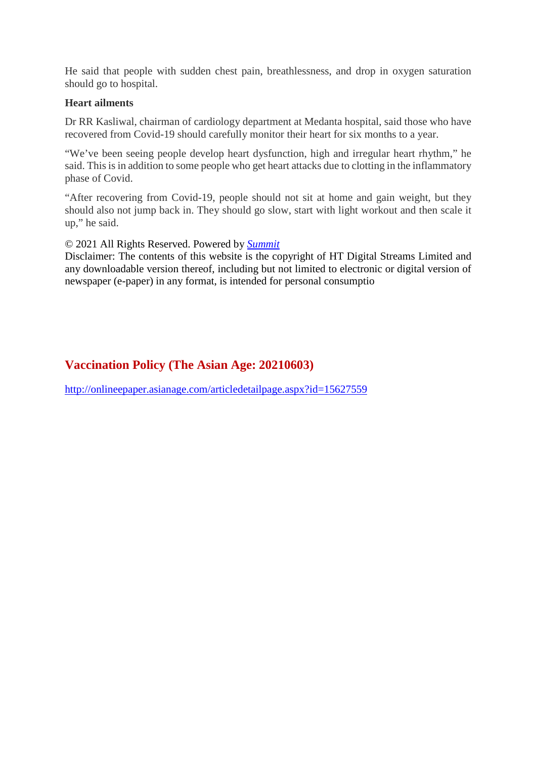He said that people with sudden chest pain, breathlessness, and drop in oxygen saturation should go to hospital.

**Heart ailments**

Dr RR Kasliwal, chairman of cardiology department at Medanta hospital, said those who have recovered from Covid-19 should carefully monitor their heart for six months to a year.

"We've been seeing people develop heart dysfunction, high and irregular heart rhythm," he said. This is in addition to some people who get heart attacks due to clotting in the inflammatory phase of Covid.

"After recovering from Covid-19, people should not sit at home and gain weight, but they should also not jump back in. They should go slow, start with light workout and then scale it up," he said.

© 2021 All Rights Reserved. Powered by *Summit*
Disclaimer: The contents of this website is the copyright of HT Digital Streams Limited and any downloadable version thereof, including but not limited to electronic or digital version of newspaper (e-paper) in any format, is intended for personal consumptio

## Vaccination Policy (The Asian Age: 20210603)

http://onlineepaper.asianage.com/articledetailpage.aspx?id=15627559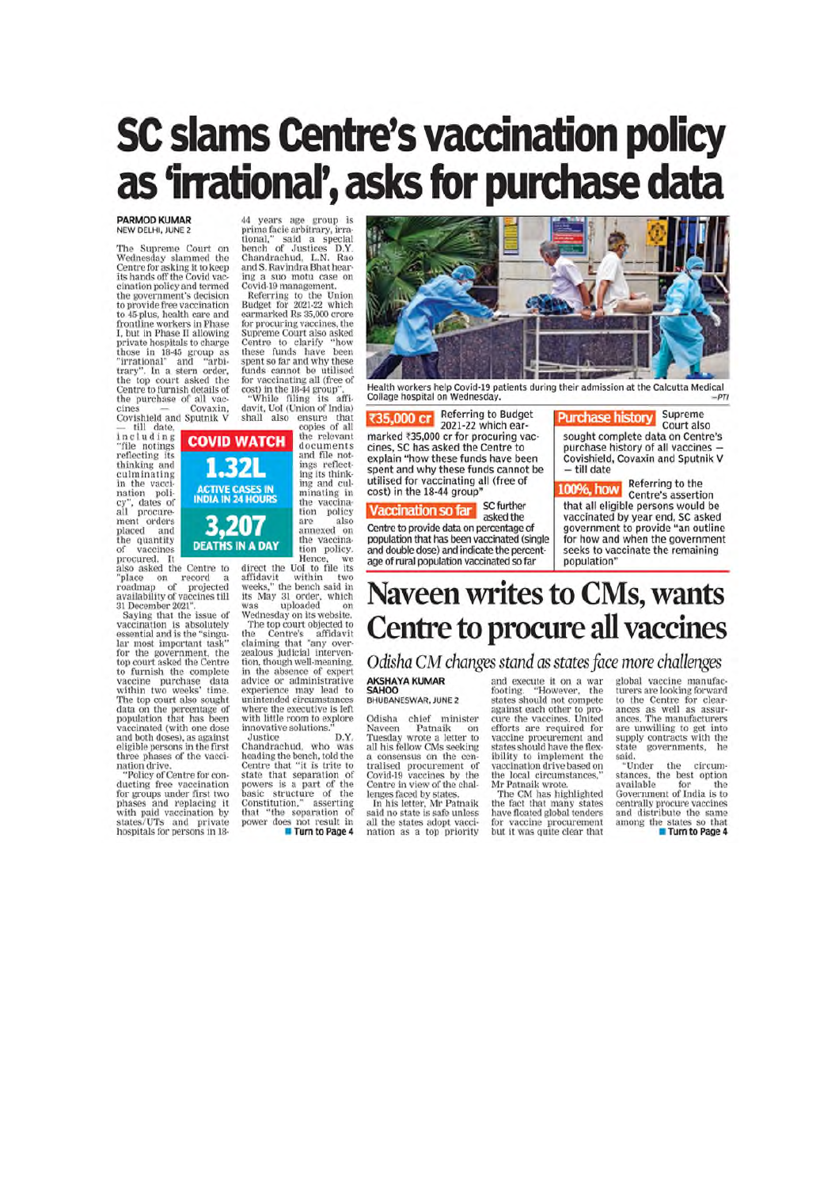# SC slams Centre's vaccination policy as 'irrational', asks for purchase data

**PARMOD KUMAR**
NEW DELHI, JUNE 2

The Supreme Court on Wednesday slammed the Centre for asking it to keep its hands off the Covid vaccination policy and termed the government's decision to provide free vaccination to 45-plus, health care and frontline workers in Phase I, but in Phase II allowing private hospitals to charge those in 18-45 group as "irrational" and "arbitrary". In a stern order, the top court asked the Centre to furnish details of the purchase of all vaccines — Covaxin, Covishield and Sputnik V — till date, including "file notings reflecting its thinking and culminating in the vaccination policy", dates of all procurement orders placed and the quantity of vaccines procured. It also asked the Centre to "place on record a roadmap of projected availability of vaccines till 31 December 2021".

Saying that the issue of vaccination is absolutely essential and is the "singular most important task" for the government, the top court asked the Centre to furnish the complete vaccine purchase data within two weeks' time. The top court also sought data on the percentage of population that has been vaccinated (with one dose and both doses), as against eligible persons in the first three phases of the vaccination drive.

"Policy of Centre for conducting free vaccination for groups under first two phases and replacing it with paid vaccination by states/UTs and private hospitals for persons in 18-44 years age group is prima facie arbitrary, irrational," said a special bench of Justices D.Y. Chandrachud, L.N. Rao and S. Ravindra Bhat hearing a suo motu case on Covid-19 management.

Referring to the Union Budget for 2021-22 which earmarked Rs 35,000 crore for procuring vaccines, the Supreme Court also asked Centre to clarify "how these funds have been spent so far and why these funds cannot be utilised for vaccinating all (free of cost) in the 18-44 group".

"While filing its affidavit, UoI (Union of India) shall also ensure that copies of all the relevant documents and file notings reflecting its thinking and culminating in the vaccination policy are also annexed on the vaccination policy. Hence, we direct the UoI to file its affidavit within two weeks," the bench said in its May 31 order, which was uploaded on Wednesday on its website.

The top court objected to the Centre's affidavit claiming that "any overzealous judicial intervention, though well-meaning, in the absence of expert advice or administrative experience may lead to unintended circumstances where the executive is left with little room to explore innovative solutions."

Justice D.Y. Chandrachud, who was heading the bench, told the Centre that "it is trite to state that separation of powers is a part of the basic structure of the Constitution," asserting that "the separation of power does not result in

**Turn to Page 4**

**COVID WATCH**

**1.32L**
ACTIVE CASES IN INDIA IN 24 HOURS

**3,207**
DEATHS IN A DAY

Health workers help Covid-19 patients during their admission at the Calcutta Medical Collage hospital on Wednesday. —PTI

**₹35,000 cr** Referring to Budget 2021-22 which earmarked ₹35,000 cr for procuring vaccines, SC has asked the Centre to explain "how these funds have been spent and why these funds cannot be utilised for vaccinating all (free of cost) in the 18-44 group"

**Vaccination so far** SC further asked the Centre to provide data on percentage of population that has been vaccinated (single and double dose) and indicate the percentage of rural population vaccinated so far

**Purchase history** Supreme Court also sought complete data on Centre's purchase history of all vaccines — Covishield, Covaxin and Sputnik V — till date

**100%, how** Referring to the Centre's assertion that all eligible persons would be vaccinated by year end, SC asked government to provide "an outline for how and when the government seeks to vaccinate the remaining population"

# Naveen writes to CMs, wants Centre to procure all vaccines

*Odisha CM changes stand as states face more challenges*

**AKSHAYA KUMAR SAHOO**
BHUBANESWAR, JUNE 2

Odisha chief minister Naveen Patnaik on Tuesday wrote a letter to all his fellow CMs seeking a consensus on the centralised procurement of Covid-19 vaccines by the Centre in view of the challenges faced by states.

In his letter, Mr Patnaik said no state is safe unless all the states adopt vaccination as a top priority and execute it on a war footing. "However, the states should not compete against each other to procure the vaccines. United efforts are required for vaccine procurement and states should have the flexibility to implement the vaccination drive based on the local circumstances," Mr Patnaik wrote.

The CM has highlighted the fact that many states have floated global tenders for vaccine procurement but it was quite clear that global vaccine manufacturers are looking forward to the Centre for clearances as well as assurances. The manufacturers are unwilling to get into supply contracts with the state governments, he said.

"Under the circumstances, the best option available for the Government of India is to centrally procure vaccines and distribute the same among the states so that

**Turn to Page 4**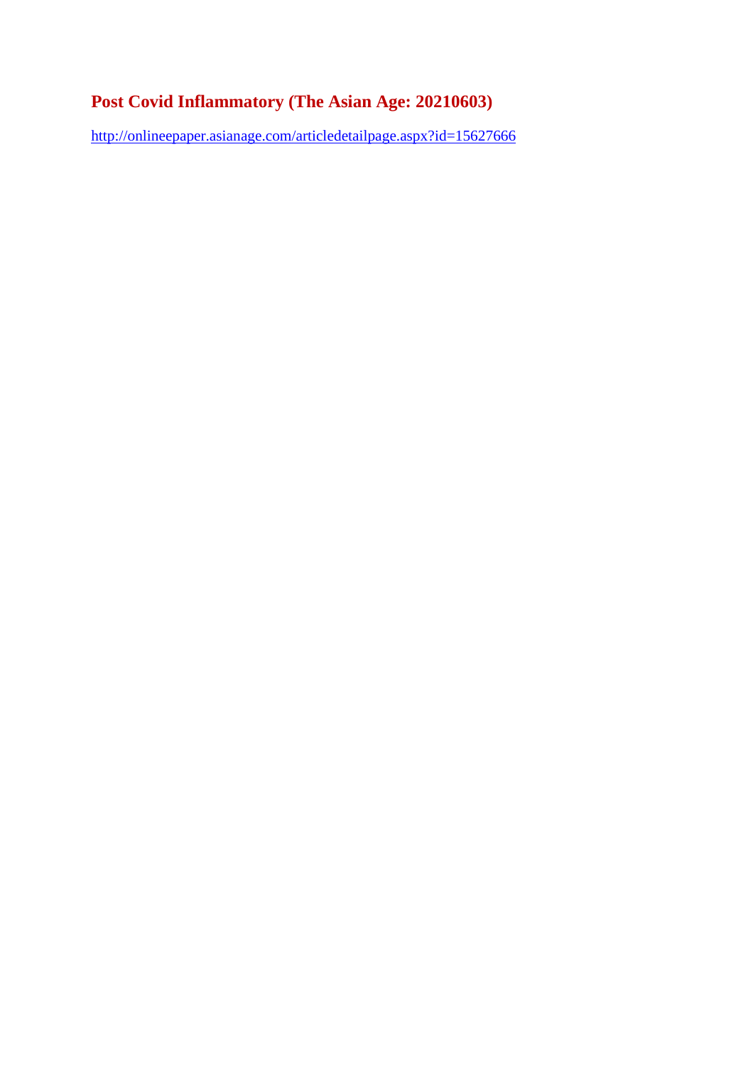## Post Covid Inflammatory (The Asian Age: 20210603)

http://onlineepaper.asianage.com/articledetailpage.aspx?id=15627666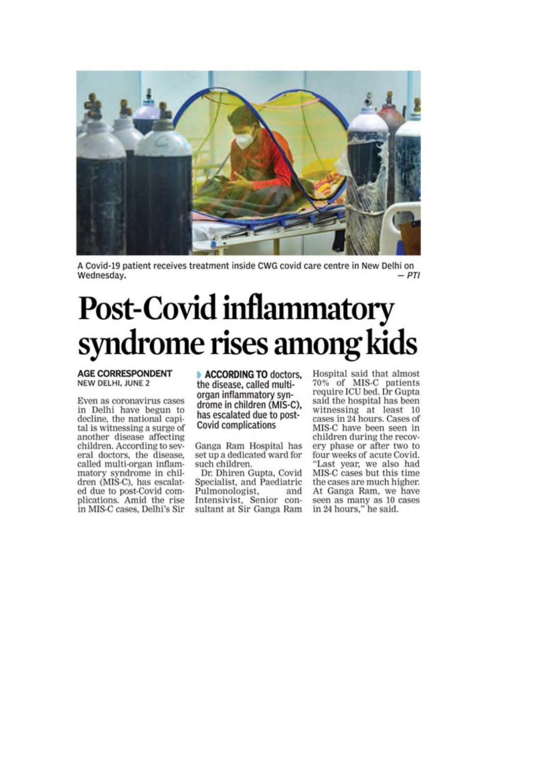A Covid-19 patient receives treatment inside CWG covid care centre in New Delhi on Wednesday. — *PTI*

# Post-Covid inflammatory syndrome rises among kids

**AGE CORRESPONDENT**
NEW DELHI, JUNE 2

Even as coronavirus cases in Delhi have begun to decline, the national capital is witnessing a surge of another disease affecting children. According to several doctors, the disease, called multi-organ inflammatory syndrome in children (MIS-C), has escalated due to post-Covid complications. Amid the rise in MIS-C cases, Delhi's Sir Ganga Ram Hospital has set up a dedicated ward for such children.

> **ACCORDING TO** doctors, the disease, called multi-organ inflammatory syndrome in children (MIS-C), has escalated due to post-Covid complications

Dr. Dhiren Gupta, Covid Specialist, and Paediatric Pulmonologist, and Intensivist, Senior consultant at Sir Ganga Ram Hospital said that almost 70% of MIS-C patients require ICU bed. Dr Gupta said the hospital has been witnessing at least 10 cases in 24 hours. Cases of MIS-C have been seen in children during the recovery phase or after two to four weeks of acute Covid. "Last year, we also had MIS-C cases but this time the cases are much higher. At Ganga Ram, we have seen as many as 10 cases in 24 hours," he said.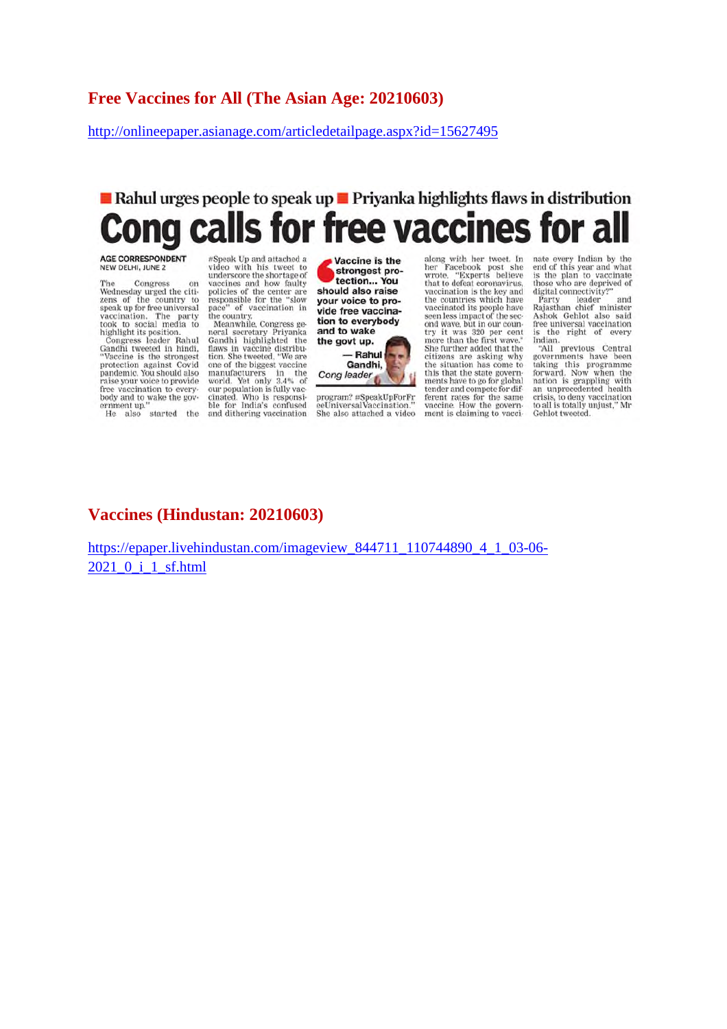## Free Vaccines for All (The Asian Age: 20210603)

http://onlineepaper.asianage.com/articledetailpage.aspx?id=15627495

■ Rahul urges people to speak up ■ Priyanka highlights flaws in distribution

# Cong calls for free vaccines for all

**AGE CORRESPONDENT**
NEW DELHI, JUNE 2

The Congress on Wednesday urged the citizens of the country to speak up for free universal vaccination. The party took to social media to highlight its position.

Congress leader Rahul Gandhi tweeted in hindi, "Vaccine is the strongest protection against Covid pandemic. You should also raise your voice to provide free vaccination to everybody and to wake the government up."

He also started the #Speak Up and attached a video with his tweet to underscore the shortage of vaccines and how faulty policies of the center are responsible for the "slow pace" of vaccination in the country.

Meanwhile, Congress general secretary Priyanka Gandhi highlighted the flaws in vaccine distribution. She tweeted, "We are one of the biggest vaccine manufacturers in the world. Yet only 3.4% of our population is fully vaccinated. Who is responsible for India's confused and dithering vaccination program? #SpeakUpForFreeUniversalVaccination." She also attached a video along with her tweet. In her Facebook post she wrote, "Experts believe that to defeat coronavirus, vaccination is the key and the countries which have vaccinated its people have seen less impact of the second wave, but in our country it was 320 per cent more than the first wave." She further added that the citizens are asking why the situation has come to this that the state governments have to go for global tender and compete for different rates for the same vaccine. How the government is claiming to vaccinate every Indian by the end of this year and what is the plan to vaccinate those who are deprived of digital connectivity?"

> Vaccine is the strongest protection... You should also raise your voice to provide free vaccination to everybody and to wake the govt up.
> — Rahul Gandhi, *Cong leader*

Party leader and Rajasthan chief minister Ashok Gehlot also said free universal vaccination is the right of every Indian.

"All previous Central governments have been taking this programme forward. Now when the nation is grappling with an unprecedented health crisis, to deny vaccination to all is totally unjust," Mr Gehlot tweeted.

## Vaccines (Hindustan: 20210603)

https://epaper.livehindustan.com/imageview_844711_110744890_4_1_03-06-2021_0_i_1_sf.html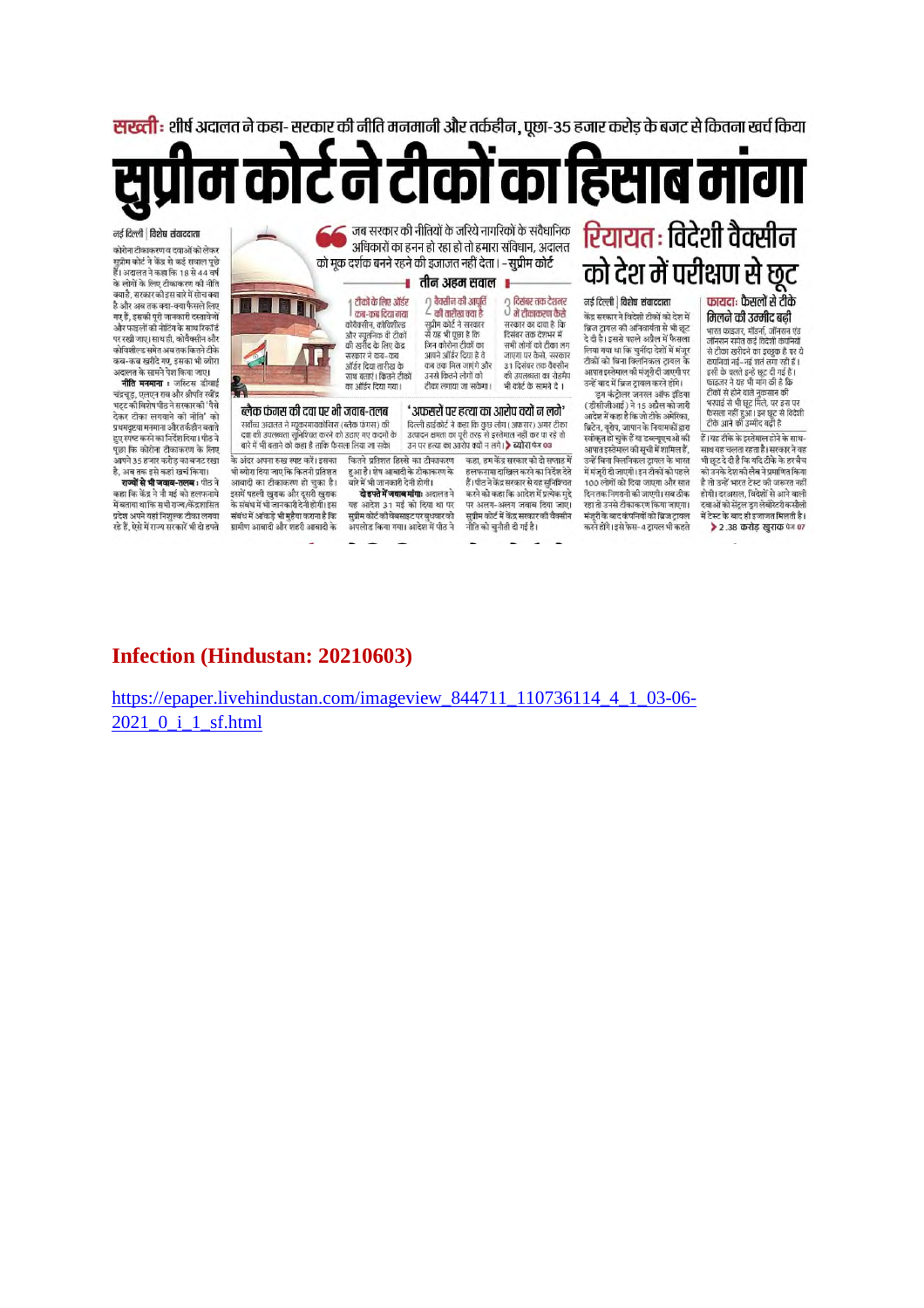**सख्ती:** शीर्ष अदालत ने कहा- सरकार की नीति मनमानी और तर्कहीन, पूछा-35 हजार करोड़ के बजट से कितना खर्च किया

# सुप्रीम कोर्ट ने टीकों का हिसाब मांगा

नई दिल्ली | विशेष संवाददाता

कोरोना टीकाकरण व दवाओं को लेकर सुप्रीम कोर्ट ने केंद्र से कई सवाल पूछे हैं। अदालत ने कहा कि 18 से 44 वर्ष के लोगों के लिए टीकाकरण की नीति बताएं, सरकार को इस बारे में सोच क्या है और अब तक क्या-क्या फैसले लिए गए हैं, इसकी पूरी जानकारी दस्तावेजों और फाइलों की नोटिंग के साथ रिकॉर्ड पर रखी जाए। साथ ही, कोवैक्सीन और कोविशील्ड समेत अब तक कितने टीके कब-कब खरीदे गए, इसका भी ब्योरा अदालत के सामने पेश किया जाए।

**नीति मनमाना :** जस्टिस डीवाई चंद्रचूड़, एलएन राव और श्रीपति रवींद्र भट्ट की विशेष पीठ ने सरकार की 'पैसे देकर टीका लगवाने की नीति' को प्रथमदृष्टया मनमाना और तर्कहीन बताते हुए स्पष्ट करने का निर्देश दिया। पीठ ने पूछा कि कोरोना टीकाकरण के लिए आपने 35 हजार करोड़ का बजट रखा है, अब तक इसे कहां खर्च किया।

**राज्यों से भी जवाब-तलब :** पीठ ने कहा कि केंद्र ने नौ मई को हलफनामे में बताया था कि सभी राज्य/केंद्रशासित प्रदेश अपने यहां निशुल्क टीका लगवा रहे हैं, ऐसे में राज्य सरकारें भी दो हफ्ते के अंदर अपना रुख स्पष्ट करें। इसका भी ब्योरा दिया जाए कि कितने प्रतिशत आबादी का टीकाकरण हो चुका है। इसमें पहली खुराक और दूसरी खुराक के संबंध में भी जानकारी देनी होगी। इस संबंध में आंकड़े भी मुहैया कराना है कि ग्रामीण आबादी और शहरी आबादी के कितने प्रतिशत हिस्से का टीकाकरण हुआ है। शेष आबादी के टीकाकरण के बारे में भी जानकारी देनी होगी।

**दो हफ्ते में जवाब मांगा :** अदालत ने यह आदेश 31 मई को दिया था पर सुप्रीम कोर्ट की वेबसाइट पर बुधवार को अपलोड किया गया। आदेश में पीठ ने कहा, हम केंद्र सरकार को दो सप्ताह में हलफनामा दाखिल करने का निर्देश देते हैं। पीठ ने केंद्र सरकार से यह सुनिश्चित करने को कहा कि आदेश में प्रत्येक मुद्दे पर अलग-अलग जवाब दिया जाए। सुप्रीम कोर्ट में केंद्र सरकार की वैक्सीन नीति को चुनौती दी गई है।

> जब सरकार की नीतियों के जरिये नागरिकों के संवैधानिक अधिकारों का हनन हो रहा हो तो हमारा संविधान, अदालत को मूक दर्शक बने रहने की इजाजत नहीं देता। -सुप्रीम कोर्ट

## तीन अहम सवाल

1. **टीकों के लिए ऑर्डर कब-कब दिया गया** — कोवैक्सीन, कोविशील्ड और स्पूतनिक वी टीकों की खरीद के लिए केंद्र सरकार ने कब-कब ऑर्डर दिया तारीख के साथ बताएं। कितने टीकों का ऑर्डर दिया गया।
2. **वैक्सीन की आपूर्ति की तारीख क्या है** — सुप्रीम कोर्ट ने सरकार से यह भी पूछा है कि जिन कोरोना टीकों का आपने ऑर्डर दिया है वे कब तक मिल जाएंगे और उनसे कितने लोगों को टीका लगाया जा सकेगा।
3. **दिसंबर तक देशभर में टीकाकरण कैसे** — सरकार का दावा है कि दिसंबर तक देशभर में सभी लोगों को टीका लग जाएगा पर कैसे, सरकार 31 दिसंबर तक वैक्सीन की उपलब्धता का रोडमैप भी कोर्ट के सामने दे।

### ब्लैक फंगस की दवा पर भी जवाब-तलब

सर्वोच्च अदालत ने म्यूकरमाइकोसिस (ब्लैक फंगस) की दवा की उपलब्धता सुनिश्चित करने को उठाए गए कदमों के बारे में भी बताने को कहा है ताकि फैसला लिया जा सके।

### 'अफसरों पर हत्या का आरोप क्यों न लगे'

दिल्ली हाईकोर्ट ने कहा कि कुछ लोग (अफसर) अगर टीका उत्पादन क्षमता का पूरी तरह से इस्तेमाल नहीं कर पा रहे तो उन पर हत्या का आरोप क्यों न लगे। ▶ ब्योरा पेज 03

# रियायत: विदेशी वैक्सीन को देश में परीक्षण से छूट

नई दिल्ली | विशेष संवाददाता

केंद्र सरकार ने विदेशी टीकों को देश में ब्रिज ट्रायल की अनिवार्यता से भी छूट दे दी है। इससे पहले अप्रैल में फैसला लिया गया था कि चुनिंदा देशों में मंजूर टीकों को बिना क्लिनिकल ट्रायल के आपात इस्तेमाल की मंजूरी दी जाएगी पर उन्हें बाद में ब्रिज ट्रायल करने होंगे।

ड्रग कंट्रोलर जनरल ऑफ इंडिया (डीसीजीआई) ने 15 अप्रैल को जारी आदेश में कहा है कि जो टीके अमेरिका, ब्रिटेन, यूरोप, जापान के नियामकों द्वारा स्वीकृत हो चुके हैं या डब्ल्यूएचओ की आपात इस्तेमाल की सूची में शामिल हैं, उन्हें बिना क्लिनिकल ट्रायल के भारत में मंजूरी दी जाएगी। इन टीकों को पहले 100 लोगों को दिया जाएगा और सात दिन तक निगरानी की जाएगी। सब ठीक रहा तो उनसे टीकाकरण किया जाएगा। मंजूरी के बाद कंपनियों को ब्रिज ट्रायल करने होंगे। इसे फेस-4 ट्रायल भी कहते हैं। यह टीके के इस्तेमाल होने के साथ-साथ चलता रहता है। सरकार ने यह भी छूट दे दी है कि यदि टीके के हर बैच को उनके देश की लैब ने प्रमाणित किया होगा। दरअसल, विदेशों से आने वाली दवाओं को सेंट्रल ड्रग लेबोरेटरी कसौली में टेस्ट के बाद ही इजाजत मिलती है।

### फायदा: फैसलों से टीके मिलने की उम्मीद बढ़ी

भारत फाइजर, मॉडर्ना, जॉनसन एंड जॉनसन समेत कई विदेशी कंपनियों से टीका खरीदने का इच्छुक है पर ये कंपनियां नई-नई शर्तें लगा रही हैं। इसी के चलते इन्हें छूट दी गई है। फाइजर ने यह भी मांग की है कि टीकों से होने वाले नुकसान की भरपाई से भी छूट मिले, पर इस पर फैसला नहीं हुआ। इस छूट से विदेशी टीके आने की उम्मीद बढ़ी है।

▶ 2.38 करोड़ खुराक पेज 07

**Infection (Hindustan: 20210603)**

https://epaper.livehindustan.com/imageview_844711_110736114_4_1_03-06-2021_0_i_1_sf.html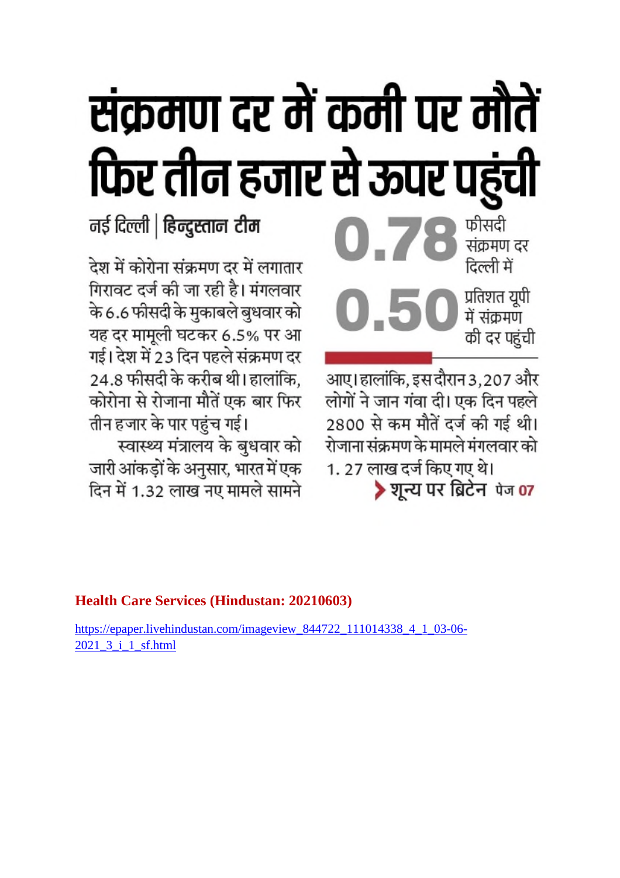# संक्रमण दर में कमी पर मौतें फिर तीन हजार से ऊपर पहुंची

नई दिल्ली | हिन्दुस्तान टीम

देश में कोरोना संक्रमण दर में लगातार गिरावट दर्ज की जा रही है। मंगलवार के 6.6 फीसदी के मुकाबले बुधवार को यह दर मामूली घटकर 6.5% पर आ गई। देश में 23 दिन पहले संक्रमण दर 24.8 फीसदी के करीब थी। हालांकि, कोरोना से रोजाना मौतें एक बार फिर तीन हजार के पार पहुंच गई।

स्वास्थ्य मंत्रालय के बुधवार को जारी आंकड़ों के अनुसार, भारत में एक दिन में 1.32 लाख नए मामले सामने आए। हालांकि, इस दौरान 3,207 और लोगों ने जान गंवा दी। एक दिन पहले 2800 से कम मौतें दर्ज की गई थी। रोजाना संक्रमण के मामले मंगलवार को 1. 27 लाख दर्ज किए गए थे।

**0.78** फीसदी संक्रमण दर दिल्ली में

**0.50** प्रतिशत यूपी में संक्रमण की दर पहुंची

> शून्य पर ब्रिटेन पेज 07

**Health Care Services (Hindustan: 20210603)**

https://epaper.livehindustan.com/imageview_844722_111014338_4_1_03-06-2021_3_i_1_sf.html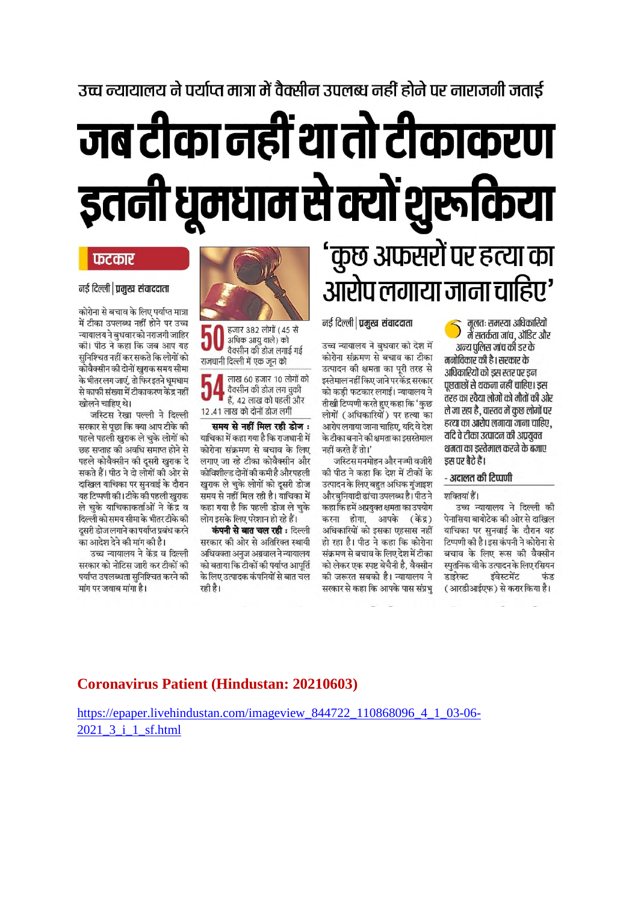उच्च न्यायालय ने पर्याप्त मात्रा में वैक्सीन उपलब्ध नहीं होने पर नाराजगी जताई

# जब टीका नहीं था तो टीकाकरण इतनी धूमधाम से क्यों शुरू किया

**फटकार**

नई दिल्ली | प्रमुख संवाददाता

कोरोना से बचाव के लिए पर्याप्त मात्रा में टीका उपलब्ध नहीं होने पर उच्च न्यायालय ने बुधवार को नाराजगी जाहिर की। पीठ ने कहा कि जब आप यह सुनिश्चित नहीं कर सकते कि लोगों को कोवैक्सीन की दोनों खुराक समय सीमा के भीतर लग जाएं, तो फिर इतने धूमधाम से काफी संख्या में टीकाकरण केंद्र नहीं खोलने चाहिए थे।

जस्टिस रेखा पल्ली ने दिल्ली सरकार से पूछा कि क्या आप टीके की पहले पहली खुराक ले चुके लोगों को छह सप्ताह की अवधि समाप्त होने से पहले कोवैक्सीन की दूसरी खुराक दे सकते हैं। पीठ ने दो लोगों की ओर से दाखिल याचिका पर सुनवाई के दौरान यह टिप्पणी की। टीके की पहली खुराक ले चुके याचिकाकर्ताओं ने केंद्र व दिल्ली को समय सीमा के भीतर टीके की दूसरी डोज लगाने का पर्याप्त प्रबंध करने का आदेश देने की मांग की है।

उच्च न्यायालय ने केंद्र व दिल्ली सरकार को नोटिस जारी कर टीकों की पर्याप्त उपलब्धता सुनिश्चित करने की मांग पर जवाब मांगा है।

**50** हजार 382 लोगों (45 से अधिक आयु वाले) को वैक्सीन की डोज लगाई गई राजधानी दिल्ली में एक जून को

**54** लाख 60 हजार 10 लोगों को वैक्सीन की डोज लग चुकी हैं, 42 लाख को पहली और 12.41 लाख को दोनों डोज लगीं

**समय से नहीं मिल रही डोज :** याचिका में कहा गया है कि राजधानी में कोरोना संक्रमण से बचाव के लिए लगाए जा रहे टीका कोवैक्सीन और कोविशील्ड दोनों की कमी है और पहली खुराक ले चुके लोगों को दूसरी डोज समय से नहीं मिल रही है। याचिका में कहा गया है कि पहली डोज ले चुके लोग इसके लिए परेशान हो रहे हैं।

**कंपनी से बात चल रही :** दिल्ली सरकार की ओर से अतिरिक्त स्थायी अधिवक्ता अनुज अग्रवाल ने न्यायालय को बताया कि टीकों की पर्याप्त आपूर्ति के लिए उत्पादक कंपनियों से बात चल रही है।

# 'कुछ अफसरों पर हत्या का आरोप लगाया जाना चाहिए'

नई दिल्ली | प्रमुख संवाददाता

उच्च न्यायालय ने बुधवार को देश में कोरोना संक्रमण से बचाव का टीका उत्पादन की क्षमता का पूरी तरह से इस्तेमाल नहीं किए जाने पर केंद्र सरकार को कड़ी फटकार लगाई। न्यायालय ने तीखी टिप्पणी करते हुए कहा कि 'कुछ लोगों (अधिकारियों) पर हत्या का आरोप लगाया जाना चाहिए, यदि वे देश के टीका बनाने की क्षमता का इस्तेमाल नहीं करते हैं तो।'

जस्टिस मनमोहन और नज्मी वजीरी की पीठ ने कहा कि देश में टीकों के उत्पादन के लिए बहुत अधिक गुंजाइश और बुनियादी ढांचा उपलब्ध है। पीठ ने कहा कि हमें अप्रयुक्त क्षमता का उपयोग करना होगा, आपके (केंद्र) अधिकारियों को इसका एहसास नहीं हो रहा है। पीठ ने कहा कि कोरोना संक्रमण से बचाव के लिए देश में टीका को लेकर एक स्पष्ट बेचैनी है, वैक्सीन की जरूरत सबको है। न्यायालय ने सरकार से कहा कि आपके पास संप्रभु शक्तियां हैं।

उच्च न्यायालय ने दिल्ली की पेनासिया बायोटेक की ओर से दाखिल याचिका पर सुनवाई के दौरान यह टिप्पणी की है। इस कंपनी ने कोरोना से बचाव के लिए रूस की वैक्सीन स्पुतनिक वी के उत्पादन के लिए रशियन डाइरेक्ट इंवेस्टमेंट फंड (आरडीआईएफ) से करार किया है।

> मूलतः समस्या अधिकारियों में सतर्कता जांच, ऑडिट और अन्य पुलिस जांच की डर के मनोविकार की है। सरकार के अधिकारियों को इस स्तर पर इन पूछताछों से थकना नहीं चाहिए। इस तरह का रवैया लोगों को मौतों की ओर ले जा रहा है, वास्तव में कुछ लोगों पर हत्या का आरोप लगाया जाना चाहिए, यदि वे टीका उत्पादन की अप्रयुक्त क्षमता का इस्तेमाल करने के बजाए इस पर बैठे हैं।
>
> **- अदालत की टिप्पणी**

**Coronavirus Patient (Hindustan: 20210603)**

https://epaper.livehindustan.com/imageview_844722_110868096_4_1_03-06-2021_3_i_1_sf.html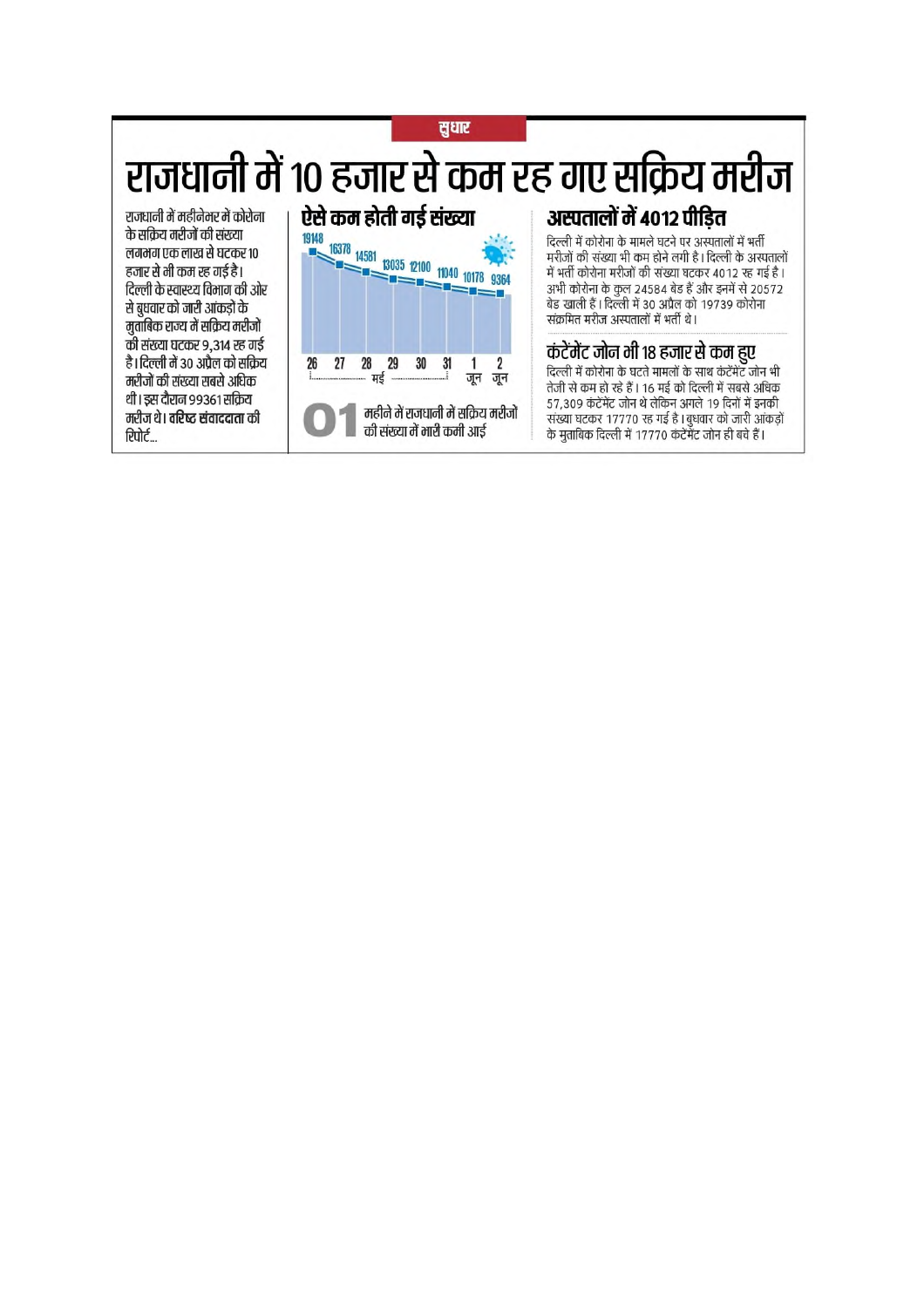सुधार

# राजधानी में 10 हजार से कम रह गए सक्रिय मरीज

राजधानी में महीनेभर में कोरोना के सक्रिय मरीजों की संख्या लगभग एक लाख से घटकर 10 हजार से भी कम रह गई है। दिल्ली के स्वास्थ्य विभाग की ओर से बुधवार को जारी आंकड़ों के मुताबिक राज्य में सक्रिय मरीजों की संख्या घटकर 9,314 रह गई है। दिल्ली में 30 अप्रैल को सक्रिय मरीजों की संख्या सबसे अधिक थी। इस दौरान 99361 सक्रिय मरीज थे। **वरिष्ठ संवाददाता की रिपोर्ट...**

## ऐसे कम होती गई संख्या

19148
16378
14581
13035
12100
11040
10178
9364

26
27
28
29
30
31
मई
1 जून
2 जून

**01** महीने में राजधानी में सक्रिय मरीजों की संख्या में भारी कमी आई

## अस्पतालों में 4012 पीड़ित

दिल्ली में कोरोना के मामले घटने पर अस्पतालों में भर्ती मरीजों की संख्या भी कम होने लगी है। दिल्ली के अस्पतालों में भर्ती कोरोना मरीजों की संख्या घटकर 4012 रह गई है। अभी कोरोना के कुल 24584 बेड हैं और इनमें से 20572 बेड खाली हैं। दिल्ली में 30 अप्रैल को 19739 कोरोना संक्रमित मरीज अस्पतालों में भर्ती थे।

## कंटेंमेंट जोन भी 18 हजार से कम हुए

दिल्ली में कोरोना के घटते मामलों के साथ कंटेंमेंट जोन भी तेजी से कम हो रहे हैं। 16 मई को दिल्ली में सबसे अधिक 57,309 कंटेंमेंट जोन थे लेकिन अगले 19 दिनों में इनकी संख्या घटकर 17770 रह गई है। बुधवार को जारी आंकड़ों के मुताबिक दिल्ली में 17770 कंटेंमेंट जोन ही बचे हैं।